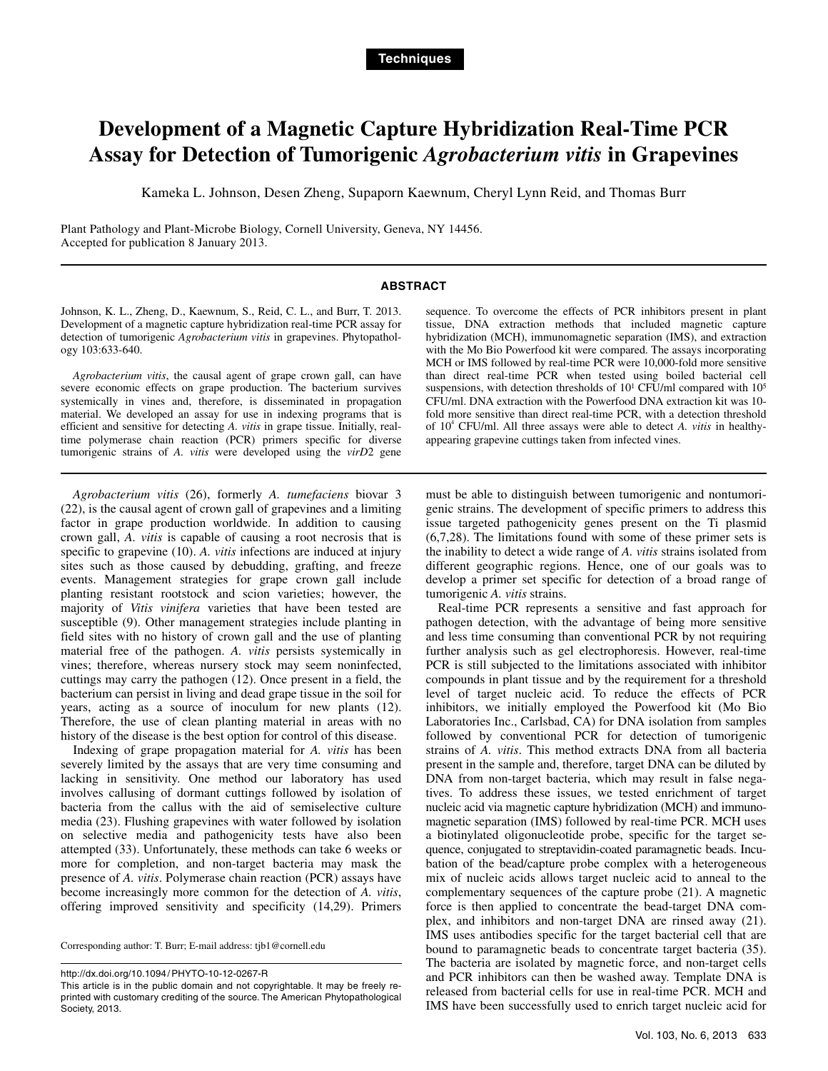**Techniques**

# Development of a Magnetic Capture Hybridization Real-Time PCR Assay for Detection of Tumorigenic *Agrobacterium vitis* in Grapevines

Kameka L. Johnson, Desen Zheng, Supaporn Kaewnum, Cheryl Lynn Reid, and Thomas Burr

Plant Pathology and Plant-Microbe Biology, Cornell University, Geneva, NY 14456.
Accepted for publication 8 January 2013.

## ABSTRACT

Johnson, K. L., Zheng, D., Kaewnum, S., Reid, C. L., and Burr, T. 2013. Development of a magnetic capture hybridization real-time PCR assay for detection of tumorigenic *Agrobacterium vitis* in grapevines. Phytopathology 103:633-640.

*Agrobacterium vitis*, the causal agent of grape crown gall, can have severe economic effects on grape production. The bacterium survives systemically in vines and, therefore, is disseminated in propagation material. We developed an assay for use in indexing programs that is efficient and sensitive for detecting *A. vitis* in grape tissue. Initially, real-time polymerase chain reaction (PCR) primers specific for diverse tumorigenic strains of *A. vitis* were developed using the *virD*2 gene sequence. To overcome the effects of PCR inhibitors present in plant tissue, DNA extraction methods that included magnetic capture hybridization (MCH), immunomagnetic separation (IMS), and extraction with the Mo Bio Powerfood kit were compared. The assays incorporating MCH or IMS followed by real-time PCR were 10,000-fold more sensitive than direct real-time PCR when tested using boiled bacterial cell suspensions, with detection thresholds of $10^1$ CFU/ml compared with $10^5$ CFU/ml. DNA extraction with the Powerfood DNA extraction kit was 10-fold more sensitive than direct real-time PCR, with a detection threshold of $10^4$ CFU/ml. All three assays were able to detect *A. vitis* in healthy-appearing grapevine cuttings taken from infected vines.

*Agrobacterium vitis* (26), formerly *A. tumefaciens* biovar 3 (22), is the causal agent of crown gall of grapevines and a limiting factor in grape production worldwide. In addition to causing crown gall, *A. vitis* is capable of causing a root necrosis that is specific to grapevine (10). *A. vitis* infections are induced at injury sites such as those caused by debudding, grafting, and freeze events. Management strategies for grape crown gall include planting resistant rootstock and scion varieties; however, the majority of *Vitis vinifera* varieties that have been tested are susceptible (9). Other management strategies include planting in field sites with no history of crown gall and the use of planting material free of the pathogen. *A. vitis* persists systemically in vines; therefore, whereas nursery stock may seem noninfected, cuttings may carry the pathogen (12). Once present in a field, the bacterium can persist in living and dead grape tissue in the soil for years, acting as a source of inoculum for new plants (12). Therefore, the use of clean planting material in areas with no history of the disease is the best option for control of this disease.

Indexing of grape propagation material for *A. vitis* has been severely limited by the assays that are very time consuming and lacking in sensitivity. One method our laboratory has used involves callusing of dormant cuttings followed by isolation of bacteria from the callus with the aid of semiselective culture media (23). Flushing grapevines with water followed by isolation on selective media and pathogenicity tests have also been attempted (33). Unfortunately, these methods can take 6 weeks or more for completion, and non-target bacteria may mask the presence of *A. vitis*. Polymerase chain reaction (PCR) assays have become increasingly more common for the detection of *A. vitis*, offering improved sensitivity and specificity (14,29). Primers must be able to distinguish between tumorigenic and nontumorigenic strains. The development of specific primers to address this issue targeted pathogenicity genes present on the Ti plasmid (6,7,28). The limitations found with some of these primer sets is the inability to detect a wide range of *A. vitis* strains isolated from different geographic regions. Hence, one of our goals was to develop a primer set specific for detection of a broad range of tumorigenic *A. vitis* strains.

Real-time PCR represents a sensitive and fast approach for pathogen detection, with the advantage of being more sensitive and less time consuming than conventional PCR by not requiring further analysis such as gel electrophoresis. However, real-time PCR is still subjected to the limitations associated with inhibitor compounds in plant tissue and by the requirement for a threshold level of target nucleic acid. To reduce the effects of PCR inhibitors, we initially employed the Powerfood kit (Mo Bio Laboratories Inc., Carlsbad, CA) for DNA isolation from samples followed by conventional PCR for detection of tumorigenic strains of *A. vitis*. This method extracts DNA from all bacteria present in the sample and, therefore, target DNA can be diluted by DNA from non-target bacteria, which may result in false negatives. To address these issues, we tested enrichment of target nucleic acid via magnetic capture hybridization (MCH) and immunomagnetic separation (IMS) followed by real-time PCR. MCH uses a biotinylated oligonucleotide probe, specific for the target sequence, conjugated to streptavidin-coated paramagnetic beads. Incubation of the bead/capture probe complex with a heterogeneous mix of nucleic acids allows target nucleic acid to anneal to the complementary sequences of the capture probe (21). A magnetic force is then applied to concentrate the bead-target DNA complex, and inhibitors and non-target DNA are rinsed away (21). IMS uses antibodies specific for the target bacterial cell that are bound to paramagnetic beads to concentrate target bacteria (35). The bacteria are isolated by magnetic force, and non-target cells and PCR inhibitors can then be washed away. Template DNA is released from bacterial cells for use in real-time PCR. MCH and IMS have been successfully used to enrich target nucleic acid for

Corresponding author: T. Burr; E-mail address: tjb1@cornell.edu

http://dx.doi.org/10.1094/PHYTO-10-12-0267-R
This article is in the public domain and not copyrightable. It may be freely reprinted with customary crediting of the source. The American Phytopathological Society, 2013.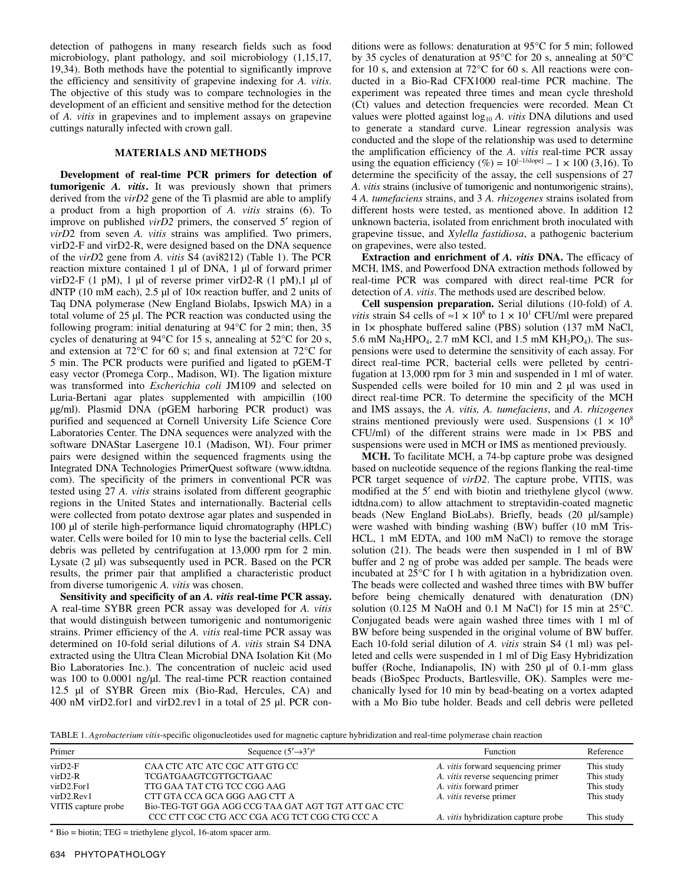detection of pathogens in many research fields such as food microbiology, plant pathology, and soil microbiology (1,15,17, 19,34). Both methods have the potential to significantly improve the efficiency and sensitivity of grapevine indexing for *A. vitis*. The objective of this study was to compare technologies in the development of an efficient and sensitive method for the detection of *A. vitis* in grapevines and to implement assays on grapevine cuttings naturally infected with crown gall.

## MATERIALS AND METHODS

**Development of real-time PCR primers for detection of tumorigenic *A. vitis*.** It was previously shown that primers derived from the *virD2* gene of the Ti plasmid are able to amplify a product from a high proportion of *A. vitis* strains (6). To improve on published *virD2* primers, the conserved 5′ region of *virD2* from seven *A. vitis* strains was amplified. Two primers, virD2-F and virD2-R, were designed based on the DNA sequence of the *virD2* gene from *A. vitis* S4 (avi8212) (Table 1). The PCR reaction mixture contained 1 µl of DNA, 1 µl of forward primer virD2-F (1 pM), 1 µl of reverse primer virD2-R (1 pM),1 µl of dNTP (10 mM each), 2.5 µl of 10× reaction buffer, and 2 units of Taq DNA polymerase (New England Biolabs, Ipswich MA) in a total volume of 25 µl. The PCR reaction was conducted using the following program: initial denaturing at 94°C for 2 min; then, 35 cycles of denaturing at 94°C for 15 s, annealing at 52°C for 20 s, and extension at 72°C for 60 s; and final extension at 72°C for 5 min. The PCR products were purified and ligated to pGEM-T easy vector (Promega Corp., Madison, WI). The ligation mixture was transformed into *Escherichia coli* JM109 and selected on Luria-Bertani agar plates supplemented with ampicillin (100 µg/ml). Plasmid DNA (pGEM harboring PCR product) was purified and sequenced at Cornell University Life Science Core Laboratories Center. The DNA sequences were analyzed with the software DNAStar Lasergene 10.1 (Madison, WI). Four primer pairs were designed within the sequenced fragments using the Integrated DNA Technologies PrimerQuest software (www.idtdna.com). The specificity of the primers in conventional PCR was tested using 27 *A. vitis* strains isolated from different geographic regions in the United States and internationally. Bacterial cells were collected from potato dextrose agar plates and suspended in 100 µl of sterile high-performance liquid chromatography (HPLC) water. Cells were boiled for 10 min to lyse the bacterial cells. Cell debris was pelleted by centrifugation at 13,000 rpm for 2 min. Lysate (2 µl) was subsequently used in PCR. Based on the PCR results, the primer pair that amplified a characteristic product from diverse tumorigenic *A. vitis* was chosen.

**Sensitivity and specificity of an *A. vitis* real-time PCR assay.** A real-time SYBR green PCR assay was developed for *A. vitis* that would distinguish between tumorigenic and nontumorigenic strains. Primer efficiency of the *A. vitis* real-time PCR assay was determined on 10-fold serial dilutions of *A. vitis* strain S4 DNA extracted using the Ultra Clean Microbial DNA Isolation Kit (Mo Bio Laboratories Inc.). The concentration of nucleic acid used was 100 to 0.0001 ng/µl. The real-time PCR reaction contained 12.5 µl of SYBR Green mix (Bio-Rad, Hercules, CA) and 400 nM virD2.for1 and virD2.rev1 in a total of 25 µl. PCR conditions were as follows: denaturation at 95°C for 5 min; followed by 35 cycles of denaturation at 95°C for 20 s, annealing at 50°C for 10 s, and extension at 72°C for 60 s. All reactions were conducted in a Bio-Rad CFX1000 real-time PCR machine. The experiment was repeated three times and mean cycle threshold (Ct) values and detection frequencies were recorded. Mean Ct values were plotted against $\log_{10}$ *A. vitis* DNA dilutions and used to generate a standard curve. Linear regression analysis was conducted and the slope of the relationship was used to determine the amplification efficiency of the *A. vitis* real-time PCR assay using the equation efficiency (%) = $10^{[-1/\text{slope}]} - 1 \times 100$ (3,16). To determine the specificity of the assay, the cell suspensions of 27 *A. vitis* strains (inclusive of tumorigenic and nontumorigenic strains), 4 *A. tumefaciens* strains, and 3 *A. rhizogenes* strains isolated from different hosts were tested, as mentioned above. In addition 12 unknown bacteria, isolated from enrichment broth inoculated with grapevine tissue, and *Xylella fastidiosa*, a pathogenic bacterium on grapevines, were also tested.

**Extraction and enrichment of *A. vitis* DNA.** The efficacy of MCH, IMS, and Powerfood DNA extraction methods followed by real-time PCR was compared with direct real-time PCR for detection of *A. vitis*. The methods used are described below.

**Cell suspension preparation.** Serial dilutions (10-fold) of *A. vitis* strain S4 cells of $\approx 1 \times 10^8$ to $1 \times 10^1$ CFU/ml were prepared in 1× phosphate buffered saline (PBS) solution (137 mM NaCl, 5.6 mM $Na_2HPO_4$, 2.7 mM KCl, and 1.5 mM $KH_2PO_4$). The suspensions were used to determine the sensitivity of each assay. For direct real-time PCR, bacterial cells were pelleted by centrifugation at 13,000 rpm for 3 min and suspended in 1 ml of water. Suspended cells were boiled for 10 min and 2 µl was used in direct real-time PCR. To determine the specificity of the MCH and IMS assays, the *A. vitis, A. tumefaciens*, and *A. rhizogenes* strains mentioned previously were used. Suspensions ($1 \times 10^8$ CFU/ml) of the different strains were made in 1× PBS and suspensions were used in MCH or IMS as mentioned previously.

**MCH.** To facilitate MCH, a 74-bp capture probe was designed based on nucleotide sequence of the regions flanking the real-time PCR target sequence of *virD2*. The capture probe, VITIS, was modified at the 5′ end with biotin and triethylene glycol (www.idtdna.com) to allow attachment to streptavidin-coated magnetic beads (New England BioLabs). Briefly, beads (20 µl/sample) were washed with binding washing (BW) buffer (10 mM Tris-HCL, 1 mM EDTA, and 100 mM NaCl) to remove the storage solution (21). The beads were then suspended in 1 ml of BW buffer and 2 ng of probe was added per sample. The beads were incubated at 25°C for 1 h with agitation in a hybridization oven. The beads were collected and washed three times with BW buffer before being chemically denatured with denaturation (DN) solution (0.125 M NaOH and 0.1 M NaCl) for 15 min at 25°C. Conjugated beads were again washed three times with 1 ml of BW before being suspended in the original volume of BW buffer. Each 10-fold serial dilution of *A. vitis* strain S4 (1 ml) was pelleted and cells were suspended in 1 ml of Dig Easy Hybridization buffer (Roche, Indianapolis, IN) with 250 µl of 0.1-mm glass beads (BioSpec Products, Bartlesville, OK). Samples were mechanically lysed for 10 min by bead-beating on a vortex adapted with a Mo Bio tube holder. Beads and cell debris were pelleted

TABLE 1. *Agrobacterium vitis*-specific oligonucleotides used for magnetic capture hybridization and real-time polymerase chain reaction

| Primer | Sequence (5′→3′)[a] | Function | Reference |
|---|---|---|---|
| virD2-F | CAA CTC ATC ATC CGC ATT GTG CC | *A. vitis* forward sequencing primer | This study |
| virD2-R | TCGATGAAGTCGTTGCTGAAC | *A. vitis* reverse sequencing primer | This study |
| virD2.For1 | TTG GAA TAT CTG TCC CGG AAG | *A. vitis* forward primer | This study |
| virD2.Rev1 | CTT GTA CCA GCA GGG AAG CTT A | *A. vitis* reverse primer | This study |
| VITIS capture probe | Bio-TEG-TGT GGA AGG CCG TAA GAT AGT TGT ATT GAC CTC CCC CTT CGC CTG ACC CGA ACG TCT CGG CTG CCC A | *A. vitis* hybridization capture probe | This study |

[a] Bio = biotin; TEG = triethylene glycol, 16-atom spacer arm.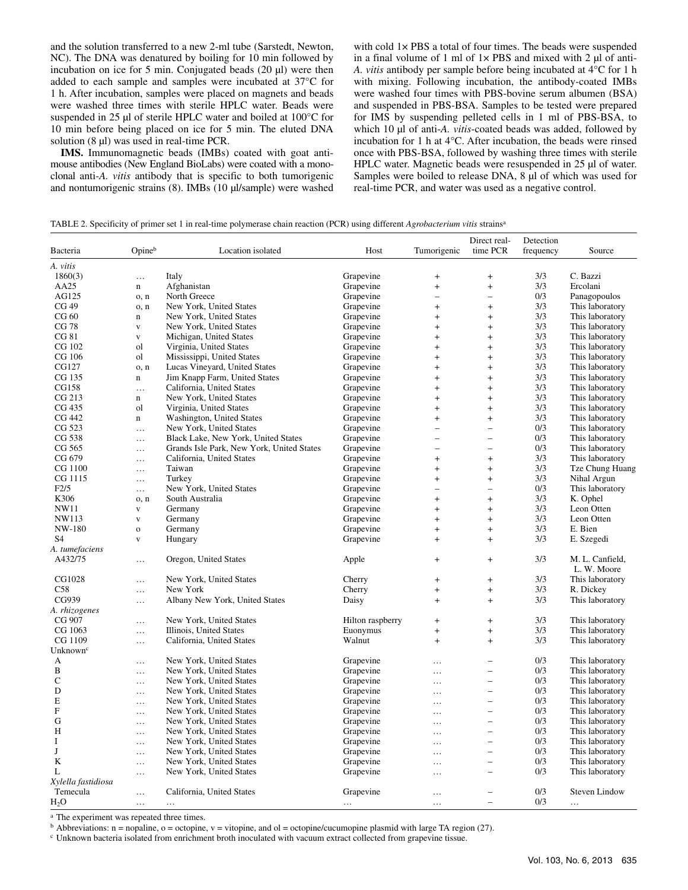and the solution transferred to a new 2-ml tube (Sarstedt, Newton, NC). The DNA was denatured by boiling for 10 min followed by incubation on ice for 5 min. Conjugated beads (20 µl) were then added to each sample and samples were incubated at 37°C for 1 h. After incubation, samples were placed on magnets and beads were washed three times with sterile HPLC water. Beads were suspended in 25 µl of sterile HPLC water and boiled at 100°C for 10 min before being placed on ice for 5 min. The eluted DNA solution (8 µl) was used in real-time PCR.

**IMS.** Immunomagnetic beads (IMBs) coated with goat anti-mouse antibodies (New England BioLabs) were coated with a monoclonal anti-*A. vitis* antibody that is specific to both tumorigenic and nontumorigenic strains (8). IMBs (10 µl/sample) were washed with cold 1× PBS a total of four times. The beads were suspended in a final volume of 1 ml of 1× PBS and mixed with 2 µl of anti-*A. vitis* antibody per sample before being incubated at 4°C for 1 h with mixing. Following incubation, the antibody-coated IMBs were washed four times with PBS-bovine serum albumen (BSA) and suspended in PBS-BSA. Samples to be tested were prepared for IMS by suspending pelleted cells in 1 ml of PBS-BSA, to which 10 µl of anti-*A. vitis*-coated beads was added, followed by incubation for 1 h at 4°C. After incubation, the beads were rinsed once with PBS-BSA, followed by washing three times with sterile HPLC water. Magnetic beads were resuspended in 25 µl of water. Samples were boiled to release DNA, 8 µl of which was used for real-time PCR, and water was used as a negative control.

TABLE 2. Specificity of primer set 1 in real-time polymerase chain reaction (PCR) using different *Agrobacterium vitis* strains[a]

| Bacteria | Opine[b] | Location isolated | Host | Tumorigenic | Direct real-time PCR | Detection frequency | Source |
|---|---|---|---|---|---|---|---|
| *A. vitis* | | | | | | | |
| 1860(3) | … | Italy | Grapevine | + | + | 3/3 | C. Bazzi |
| AA25 | n | Afghanistan | Grapevine | + | + | 3/3 | Ercolani |
| AG125 | o, n | North Greece | Grapevine | – | – | 0/3 | Panagopoulos |
| CG 49 | o, n | New York, United States | Grapevine | + | + | 3/3 | This laboratory |
| CG 60 | n | New York, United States | Grapevine | + | + | 3/3 | This laboratory |
| CG 78 | v | New York, United States | Grapevine | + | + | 3/3 | This laboratory |
| CG 81 | v | Michigan, United States | Grapevine | + | + | 3/3 | This laboratory |
| CG 102 | ol | Virginia, United States | Grapevine | + | + | 3/3 | This laboratory |
| CG 106 | ol | Mississippi, United States | Grapevine | + | + | 3/3 | This laboratory |
| CG127 | o, n | Lucas Vineyard, United States | Grapevine | + | + | 3/3 | This laboratory |
| CG 135 | n | Jim Knapp Farm, United States | Grapevine | + | + | 3/3 | This laboratory |
| CG158 | … | California, United States | Grapevine | + | + | 3/3 | This laboratory |
| CG 213 | n | New York, United States | Grapevine | + | + | 3/3 | This laboratory |
| CG 435 | ol | Virginia, United States | Grapevine | + | + | 3/3 | This laboratory |
| CG 442 | n | Washington, United States | Grapevine | + | + | 3/3 | This laboratory |
| CG 523 | … | New York, United States | Grapevine | – | – | 0/3 | This laboratory |
| CG 538 | … | Black Lake, New York, United States | Grapevine | – | – | 0/3 | This laboratory |
| CG 565 | … | Grands Isle Park, New York, United States | Grapevine | – | – | 0/3 | This laboratory |
| CG 679 | … | California, United States | Grapevine | + | + | 3/3 | This laboratory |
| CG 1100 | … | Taiwan | Grapevine | + | + | 3/3 | Tze Chung Huang |
| CG 1115 | … | Turkey | Grapevine | + | + | 3/3 | Nihal Argun |
| F2/5 | … | New York, United States | Grapevine | – | – | 0/3 | This laboratory |
| K306 | o, n | South Australia | Grapevine | + | + | 3/3 | K. Ophel |
| NW11 | v | Germany | Grapevine | + | + | 3/3 | Leon Otten |
| NW113 | v | Germany | Grapevine | + | + | 3/3 | Leon Otten |
| NW-180 | o | Germany | Grapevine | + | + | 3/3 | E. Bien |
| S4 | v | Hungary | Grapevine | + | + | 3/3 | E. Szegedi |
| *A. tumefaciens* | | | | | | | |
| A432/75 | … | Oregon, United States | Apple | + | + | 3/3 | M. L. Canfield, L. W. Moore |
| CG1028 | … | New York, United States | Cherry | + | + | 3/3 | This laboratory |
| C58 | … | New York | Cherry | + | + | 3/3 | R. Dickey |
| CG939 | … | Albany New York, United States | Daisy | + | + | 3/3 | This laboratory |
| *A. rhizogenes* | | | | | | | |
| CG 907 | … | New York, United States | Hilton raspberry | + | + | 3/3 | This laboratory |
| CG 1063 | … | Illinois, United States | Euonymus | + | + | 3/3 | This laboratory |
| CG 1109 | … | California, United States | Walnut | + | + | 3/3 | This laboratory |
| Unknown[c] | | | | | | | |
| A | … | New York, United States | Grapevine | … | – | 0/3 | This laboratory |
| B | … | New York, United States | Grapevine | … | – | 0/3 | This laboratory |
| C | … | New York, United States | Grapevine | … | – | 0/3 | This laboratory |
| D | … | New York, United States | Grapevine | … | – | 0/3 | This laboratory |
| E | … | New York, United States | Grapevine | … | – | 0/3 | This laboratory |
| F | … | New York, United States | Grapevine | … | – | 0/3 | This laboratory |
| G | … | New York, United States | Grapevine | … | – | 0/3 | This laboratory |
| H | … | New York, United States | Grapevine | … | – | 0/3 | This laboratory |
| I | … | New York, United States | Grapevine | … | – | 0/3 | This laboratory |
| J | … | New York, United States | Grapevine | … | – | 0/3 | This laboratory |
| K | … | New York, United States | Grapevine | … | – | 0/3 | This laboratory |
| L | … | New York, United States | Grapevine | … | – | 0/3 | This laboratory |
| *Xylella fastidiosa* | | | | | | | |
| Temecula | … | California, United States | Grapevine | … | – | 0/3 | Steven Lindow |
| $H_2O$ | … | … | … | … | – | 0/3 | … |

[a] The experiment was repeated three times.

[b] Abbreviations: n = nopaline, o = octopine, v = vitopine, and ol = octopine/cucumopine plasmid with large TA region (27).

[c] Unknown bacteria isolated from enrichment broth inoculated with vacuum extract collected from grapevine tissue.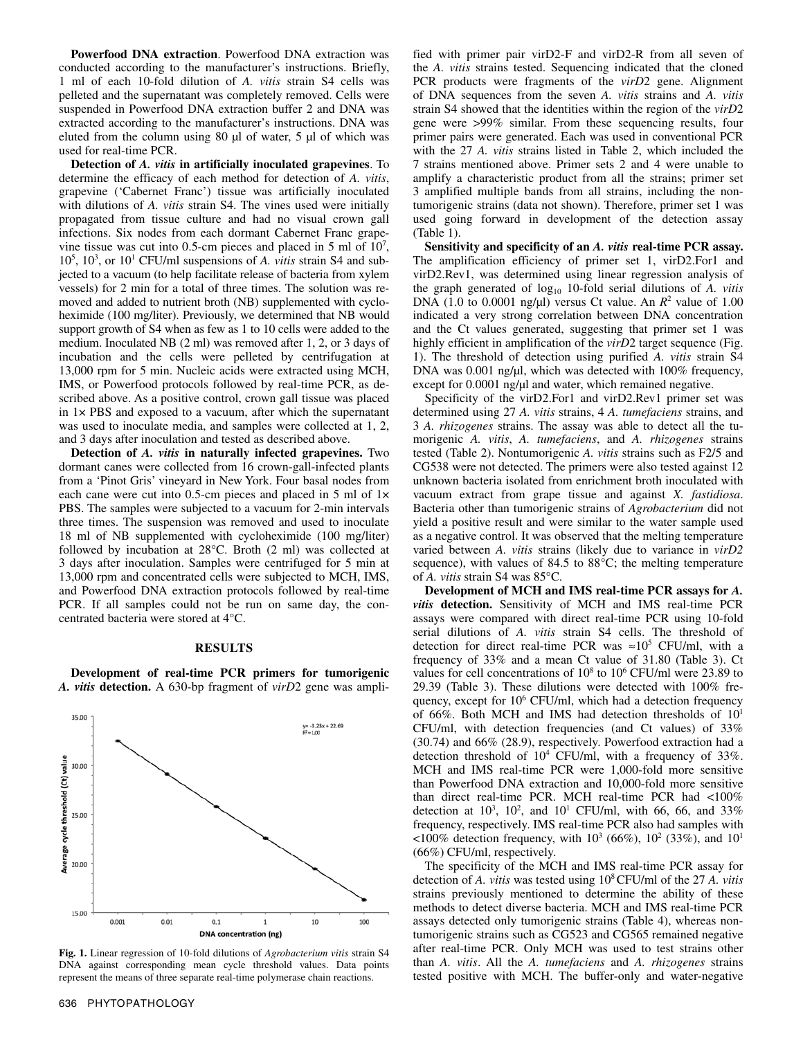**Powerfood DNA extraction**. Powerfood DNA extraction was conducted according to the manufacturer's instructions. Briefly, 1 ml of each 10-fold dilution of *A. vitis* strain S4 cells was pelleted and the supernatant was completely removed. Cells were suspended in Powerfood DNA extraction buffer 2 and DNA was extracted according to the manufacturer's instructions. DNA was eluted from the column using 80 µl of water, 5 µl of which was used for real-time PCR.

**Detection of *A. vitis* in artificially inoculated grapevines**. To determine the efficacy of each method for detection of *A. vitis*, grapevine ('Cabernet Franc') tissue was artificially inoculated with dilutions of *A. vitis* strain S4. The vines used were initially propagated from tissue culture and had no visual crown gall infections. Six nodes from each dormant Cabernet Franc grapevine tissue was cut into 0.5-cm pieces and placed in 5 ml of $10^7$, $10^5$, $10^3$, or $10^1$ CFU/ml suspensions of *A. vitis* strain S4 and subjected to a vacuum (to help facilitate release of bacteria from xylem vessels) for 2 min for a total of three times. The solution was removed and added to nutrient broth (NB) supplemented with cycloheximide (100 mg/liter). Previously, we determined that NB would support growth of S4 when as few as 1 to 10 cells were added to the medium. Inoculated NB (2 ml) was removed after 1, 2, or 3 days of incubation and the cells were pelleted by centrifugation at 13,000 rpm for 5 min. Nucleic acids were extracted using MCH, IMS, or Powerfood protocols followed by real-time PCR, as described above. As a positive control, crown gall tissue was placed in 1× PBS and exposed to a vacuum, after which the supernatant was used to inoculate media, and samples were collected at 1, 2, and 3 days after inoculation and tested as described above.

**Detection of *A. vitis* in naturally infected grapevines.** Two dormant canes were collected from 16 crown-gall-infected plants from a 'Pinot Gris' vineyard in New York. Four basal nodes from each cane were cut into 0.5-cm pieces and placed in 5 ml of 1× PBS. The samples were subjected to a vacuum for 2-min intervals three times. The suspension was removed and used to inoculate 18 ml of NB supplemented with cycloheximide (100 mg/liter) followed by incubation at 28°C. Broth (2 ml) was collected at 3 days after inoculation. Samples were centrifuged for 5 min at 13,000 rpm and concentrated cells were subjected to MCH, IMS, and Powerfood DNA extraction protocols followed by real-time PCR. If all samples could not be run on same day, the concentrated bacteria were stored at 4°C.

## RESULTS

**Development of real-time PCR primers for tumorigenic *A. vitis* detection.** A 630-bp fragment of *virD*2 gene was amplified with primer pair virD2-F and virD2-R from all seven of the *A. vitis* strains tested. Sequencing indicated that the cloned PCR products were fragments of the *virD*2 gene. Alignment of DNA sequences from the seven *A. vitis* strains and *A. vitis* strain S4 showed that the identities within the region of the *virD*2 gene were >99% similar. From these sequencing results, four primer pairs were generated. Each was used in conventional PCR with the 27 *A. vitis* strains listed in Table 2, which included the 7 strains mentioned above. Primer sets 2 and 4 were unable to amplify a characteristic product from all the strains; primer set 3 amplified multiple bands from all strains, including the nontumorigenic strains (data not shown). Therefore, primer set 1 was used going forward in development of the detection assay (Table 1).

**Sensitivity and specificity of an *A. vitis* real-time PCR assay.** The amplification efficiency of primer set 1, virD2.For1 and virD2.Rev1, was determined using linear regression analysis of the graph generated of $\log_{10}$ 10-fold serial dilutions of *A. vitis* DNA (1.0 to 0.0001 ng/µl) versus Ct value. An $R^2$ value of 1.00 indicated a very strong correlation between DNA concentration and the Ct values generated, suggesting that primer set 1 was highly efficient in amplification of the *virD*2 target sequence (Fig. 1). The threshold of detection using purified *A. vitis* strain S4 DNA was 0.001 ng/µl, which was detected with 100% frequency, except for 0.0001 ng/µl and water, which remained negative.

Specificity of the virD2.For1 and virD2.Rev1 primer set was determined using 27 *A. vitis* strains, 4 *A. tumefaciens* strains, and 3 *A. rhizogenes* strains. The assay was able to detect all the tumorigenic *A. vitis*, *A. tumefaciens*, and *A. rhizogenes* strains tested (Table 2). Nontumorigenic *A. vitis* strains such as F2/5 and CG538 were not detected. The primers were also tested against 12 unknown bacteria isolated from enrichment broth inoculated with vacuum extract from grape tissue and against *X. fastidiosa*. Bacteria other than tumorigenic strains of *Agrobacterium* did not yield a positive result and were similar to the water sample used as a negative control. It was observed that the melting temperature varied between *A. vitis* strains (likely due to variance in *virD2* sequence), with values of 84.5 to 88°C; the melting temperature of *A. vitis* strain S4 was 85°C.

**Development of MCH and IMS real-time PCR assays for *A. vitis* detection.** Sensitivity of MCH and IMS real-time PCR assays were compared with direct real-time PCR using 10-fold serial dilutions of *A. vitis* strain S4 cells. The threshold of detection for direct real-time PCR was ≈$10^5$ CFU/ml, with a frequency of 33% and a mean Ct value of 31.80 (Table 3). Ct values for cell concentrations of $10^8$ to $10^6$ CFU/ml were 23.89 to 29.39 (Table 3). These dilutions were detected with 100% frequency, except for $10^6$ CFU/ml, which had a detection frequency of 66%. Both MCH and IMS had detection thresholds of $10^1$ CFU/ml, with detection frequencies (and Ct values) of 33% (30.74) and 66% (28.9), respectively. Powerfood extraction had a detection threshold of $10^4$ CFU/ml, with a frequency of 33%. MCH and IMS real-time PCR were 1,000-fold more sensitive than Powerfood DNA extraction and 10,000-fold more sensitive than direct real-time PCR. MCH real-time PCR had <100% detection at $10^3$, $10^2$, and $10^1$ CFU/ml, with 66, 66, and 33% frequency, respectively. IMS real-time PCR also had samples with <100% detection frequency, with $10^3$ (66%), $10^2$ (33%), and $10^1$ (66%) CFU/ml, respectively.

The specificity of the MCH and IMS real-time PCR assay for detection of *A. vitis* was tested using $10^8$ CFU/ml of the 27 *A. vitis* strains previously mentioned to determine the ability of these methods to detect diverse bacteria. MCH and IMS real-time PCR assays detected only tumorigenic strains (Table 4), whereas nontumorigenic strains such as CG523 and CG565 remained negative after real-time PCR. Only MCH was used to test strains other than *A. vitis*. All the *A. tumefaciens* and *A. rhizogenes* strains tested positive with MCH. The buffer-only and water-negative

**Fig. 1.** Linear regression of 10-fold dilutions of *Agrobacterium vitis* strain S4 DNA against corresponding mean cycle threshold values. Data points represent the means of three separate real-time polymerase chain reactions.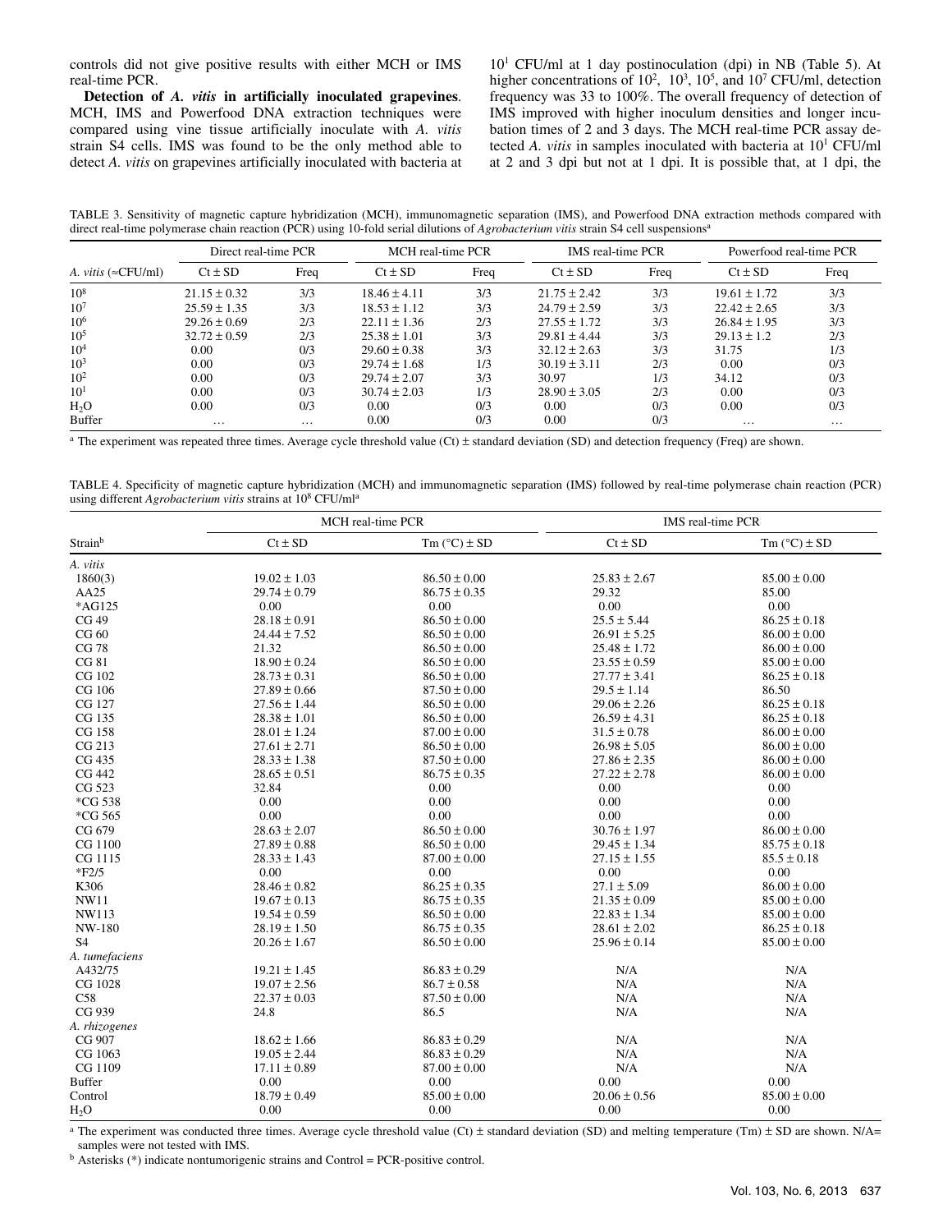controls did not give positive results with either MCH or IMS real-time PCR.

**Detection of *A. vitis* in artificially inoculated grapevines**. MCH, IMS and Powerfood DNA extraction techniques were compared using vine tissue artificially inoculate with *A. vitis* strain S4 cells. IMS was found to be the only method able to detect *A. vitis* on grapevines artificially inoculated with bacteria at $10^1$ CFU/ml at 1 day postinoculation (dpi) in NB (Table 5). At higher concentrations of $10^2$, $10^3$, $10^5$, and $10^7$ CFU/ml, detection frequency was 33 to 100%. The overall frequency of detection of IMS improved with higher inoculum densities and longer incubation times of 2 and 3 days. The MCH real-time PCR assay detected *A. vitis* in samples inoculated with bacteria at $10^1$ CFU/ml at 2 and 3 dpi but not at 1 dpi. It is possible that, at 1 dpi, the

TABLE 3. Sensitivity of magnetic capture hybridization (MCH), immunomagnetic separation (IMS), and Powerfood DNA extraction methods compared with direct real-time polymerase chain reaction (PCR) using 10-fold serial dilutions of *Agrobacterium vitis* strain S4 cell suspensions[a]

| | Direct real-time PCR | | MCH real-time PCR | | IMS real-time PCR | | Powerfood real-time PCR | |
|---|---|---|---|---|---|---|---|---|
| *A. vitis* (≈CFU/ml) | Ct ± SD | Freq | Ct ± SD | Freq | Ct ± SD | Freq | Ct ± SD | Freq |
| $10^8$ | 21.15 ± 0.32 | 3/3 | 18.46 ± 4.11 | 3/3 | 21.75 ± 2.42 | 3/3 | 19.61 ± 1.72 | 3/3 |
| $10^7$ | 25.59 ± 1.35 | 3/3 | 18.53 ± 1.12 | 3/3 | 24.79 ± 2.59 | 3/3 | 22.42 ± 2.65 | 3/3 |
| $10^6$ | 29.26 ± 0.69 | 2/3 | 22.11 ± 1.36 | 2/3 | 27.55 ± 1.72 | 3/3 | 26.84 ± 1.95 | 3/3 |
| $10^5$ | 32.72 ± 0.59 | 2/3 | 25.38 ± 1.01 | 3/3 | 29.81 ± 4.44 | 3/3 | 29.13 ± 1.2 | 2/3 |
| $10^4$ | 0.00 | 0/3 | 29.60 ± 0.38 | 3/3 | 32.12 ± 2.63 | 3/3 | 31.75 | 1/3 |
| $10^3$ | 0.00 | 0/3 | 29.74 ± 1.68 | 1/3 | 30.19 ± 3.11 | 2/3 | 0.00 | 0/3 |
| $10^2$ | 0.00 | 0/3 | 29.74 ± 2.07 | 3/3 | 30.97 | 1/3 | 34.12 | 0/3 |
| $10^1$ | 0.00 | 0/3 | 30.74 ± 2.03 | 1/3 | 28.90 ± 3.05 | 2/3 | 0.00 | 0/3 |
| $H_2O$ | 0.00 | 0/3 | 0.00 | 0/3 | 0.00 | 0/3 | 0.00 | 0/3 |
| Buffer | … | … | 0.00 | 0/3 | 0.00 | 0/3 | … | … |

[a] The experiment was repeated three times. Average cycle threshold value (Ct) ± standard deviation (SD) and detection frequency (Freq) are shown.

TABLE 4. Specificity of magnetic capture hybridization (MCH) and immunomagnetic separation (IMS) followed by real-time polymerase chain reaction (PCR) using different *Agrobacterium vitis* strains at $10^8$ CFU/ml[a]

| | MCH real-time PCR | | IMS real-time PCR | |
|---|---|---|---|---|
| Strain[b] | Ct ± SD | Tm (°C) ± SD | Ct ± SD | Tm (°C) ± SD |
| *A. vitis* | | | | |
| 1860(3) | 19.02 ± 1.03 | 86.50 ± 0.00 | 25.83 ± 2.67 | 85.00 ± 0.00 |
| AA25 | 29.74 ± 0.79 | 86.75 ± 0.35 | 29.32 | 85.00 |
| *AG125 | 0.00 | 0.00 | 0.00 | 0.00 |
| CG 49 | 28.18 ± 0.91 | 86.50 ± 0.00 | 25.5 ± 5.44 | 86.25 ± 0.18 |
| CG 60 | 24.44 ± 7.52 | 86.50 ± 0.00 | 26.91 ± 5.25 | 86.00 ± 0.00 |
| CG 78 | 21.32 | 86.50 ± 0.00 | 25.48 ± 1.72 | 86.00 ± 0.00 |
| CG 81 | 18.90 ± 0.24 | 86.50 ± 0.00 | 23.55 ± 0.59 | 85.00 ± 0.00 |
| CG 102 | 28.73 ± 0.31 | 86.50 ± 0.00 | 27.77 ± 3.41 | 86.25 ± 0.18 |
| CG 106 | 27.89 ± 0.66 | 87.50 ± 0.00 | 29.5 ± 1.14 | 86.50 |
| CG 127 | 27.56 ± 1.44 | 86.50 ± 0.00 | 29.06 ± 2.26 | 86.25 ± 0.18 |
| CG 135 | 28.38 ± 1.01 | 86.50 ± 0.00 | 26.59 ± 4.31 | 86.25 ± 0.18 |
| CG 158 | 28.01 ± 1.24 | 87.00 ± 0.00 | 31.5 ± 0.78 | 86.00 ± 0.00 |
| CG 213 | 27.61 ± 2.71 | 86.50 ± 0.00 | 26.98 ± 5.05 | 86.00 ± 0.00 |
| CG 435 | 28.33 ± 1.38 | 87.50 ± 0.00 | 27.86 ± 2.35 | 86.00 ± 0.00 |
| CG 442 | 28.65 ± 0.51 | 86.75 ± 0.35 | 27.22 ± 2.78 | 86.00 ± 0.00 |
| CG 523 | 32.84 | 0.00 | 0.00 | 0.00 |
| *CG 538 | 0.00 | 0.00 | 0.00 | 0.00 |
| *CG 565 | 0.00 | 0.00 | 0.00 | 0.00 |
| CG 679 | 28.63 ± 2.07 | 86.50 ± 0.00 | 30.76 ± 1.97 | 86.00 ± 0.00 |
| CG 1100 | 27.89 ± 0.88 | 86.50 ± 0.00 | 29.45 ± 1.34 | 85.75 ± 0.18 |
| CG 1115 | 28.33 ± 1.43 | 87.00 ± 0.00 | 27.15 ± 1.55 | 85.5 ± 0.18 |
| *F2/5 | 0.00 | 0.00 | 0.00 | 0.00 |
| K306 | 28.46 ± 0.82 | 86.25 ± 0.35 | 27.1 ± 5.09 | 86.00 ± 0.00 |
| NW11 | 19.67 ± 0.13 | 86.75 ± 0.35 | 21.35 ± 0.09 | 85.00 ± 0.00 |
| NW113 | 19.54 ± 0.59 | 86.50 ± 0.00 | 22.83 ± 1.34 | 85.00 ± 0.00 |
| NW-180 | 28.19 ± 1.50 | 86.75 ± 0.35 | 28.61 ± 2.02 | 86.25 ± 0.18 |
| S4 | 20.26 ± 1.67 | 86.50 ± 0.00 | 25.96 ± 0.14 | 85.00 ± 0.00 |
| *A. tumefaciens* | | | | |
| A432/75 | 19.21 ± 1.45 | 86.83 ± 0.29 | N/A | N/A |
| CG 1028 | 19.07 ± 2.56 | 86.7 ± 0.58 | N/A | N/A |
| C58 | 22.37 ± 0.03 | 87.50 ± 0.00 | N/A | N/A |
| CG 939 | 24.8 | 86.5 | N/A | N/A |
| *A. rhizogenes* | | | | |
| CG 907 | 18.62 ± 1.66 | 86.83 ± 0.29 | N/A | N/A |
| CG 1063 | 19.05 ± 2.44 | 86.83 ± 0.29 | N/A | N/A |
| CG 1109 | 17.11 ± 0.89 | 87.00 ± 0.00 | N/A | N/A |
| Buffer | 0.00 | 0.00 | 0.00 | 0.00 |
| Control | 18.79 ± 0.49 | 85.00 ± 0.00 | 20.06 ± 0.56 | 85.00 ± 0.00 |
| $H_2O$ | 0.00 | 0.00 | 0.00 | 0.00 |

[a] The experiment was conducted three times. Average cycle threshold value (Ct) ± standard deviation (SD) and melting temperature (Tm) ± SD are shown. N/A= samples were not tested with IMS.

[b] Asterisks (*) indicate nontumorigenic strains and Control = PCR-positive control.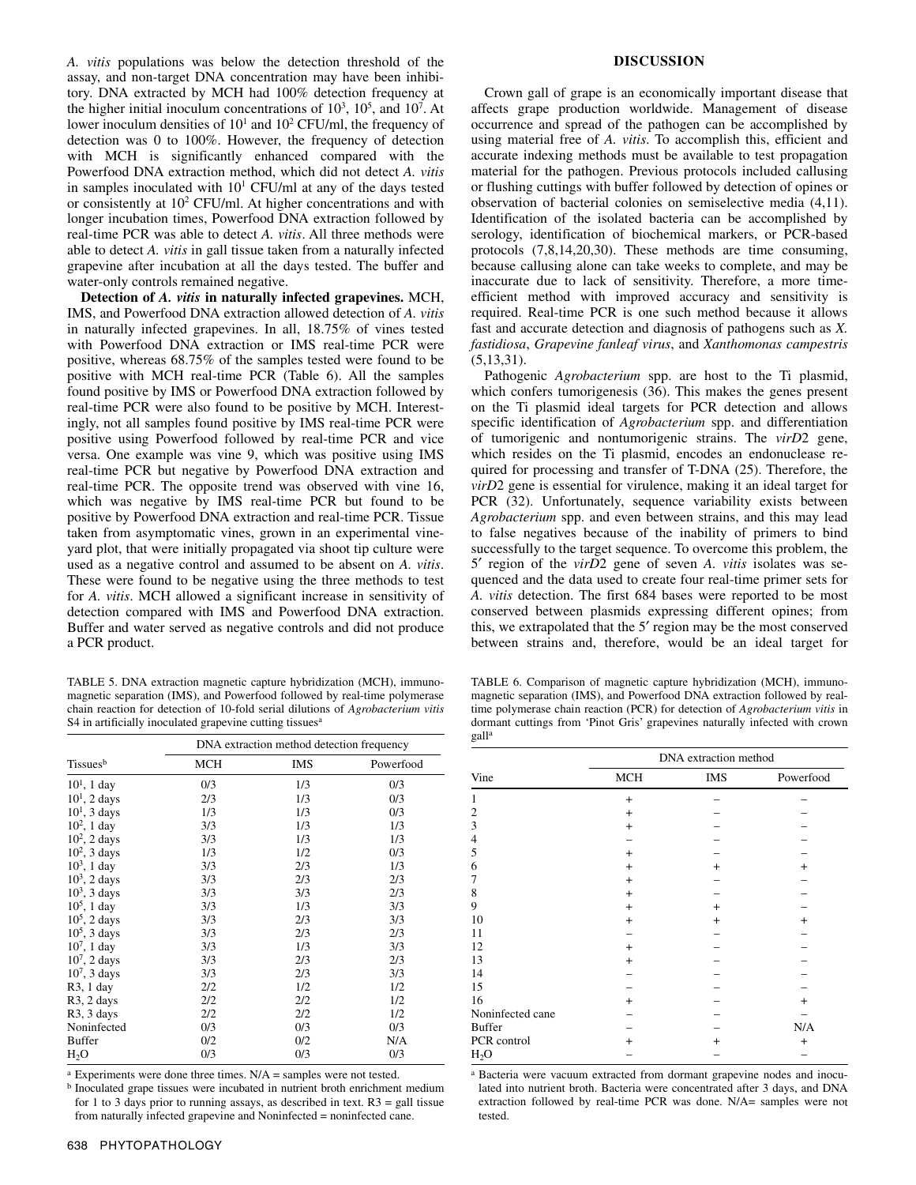*A. vitis* populations was below the detection threshold of the assay, and non-target DNA concentration may have been inhibitory. DNA extracted by MCH had 100% detection frequency at the higher initial inoculum concentrations of $10^3$, $10^5$, and $10^7$. At lower inoculum densities of $10^1$ and $10^2$ CFU/ml, the frequency of detection was 0 to 100%. However, the frequency of detection with MCH is significantly enhanced compared with the Powerfood DNA extraction method, which did not detect *A. vitis* in samples inoculated with $10^1$ CFU/ml at any of the days tested or consistently at $10^2$ CFU/ml. At higher concentrations and with longer incubation times, Powerfood DNA extraction followed by real-time PCR was able to detect *A. vitis*. All three methods were able to detect *A. vitis* in gall tissue taken from a naturally infected grapevine after incubation at all the days tested. The buffer and water-only controls remained negative.

**Detection of *A. vitis* in naturally infected grapevines.** MCH, IMS, and Powerfood DNA extraction allowed detection of *A. vitis* in naturally infected grapevines. In all, 18.75% of vines tested with Powerfood DNA extraction or IMS real-time PCR were positive, whereas 68.75% of the samples tested were found to be positive with MCH real-time PCR (Table 6). All the samples found positive by IMS or Powerfood DNA extraction followed by real-time PCR were also found to be positive by MCH. Interestingly, not all samples found positive by IMS real-time PCR were positive using Powerfood followed by real-time PCR and vice versa. One example was vine 9, which was positive using IMS real-time PCR but negative by Powerfood DNA extraction and real-time PCR. The opposite trend was observed with vine 16, which was negative by IMS real-time PCR but found to be positive by Powerfood DNA extraction and real-time PCR. Tissue taken from asymptomatic vines, grown in an experimental vineyard plot, that were initially propagated via shoot tip culture were used as a negative control and assumed to be absent on *A. vitis*. These were found to be negative using the three methods to test for *A. vitis*. MCH allowed a significant increase in sensitivity of detection compared with IMS and Powerfood DNA extraction. Buffer and water served as negative controls and did not produce a PCR product.

TABLE 5. DNA extraction magnetic capture hybridization (MCH), immunomagnetic separation (IMS), and Powerfood followed by real-time polymerase chain reaction for detection of 10-fold serial dilutions of *Agrobacterium vitis* S4 in artificially inoculated grapevine cutting tissues[a]

| Tissues[b] | DNA extraction method detection frequency | | |
|---|---|---|---|
| | MCH | IMS | Powerfood |
| $10^1$, 1 day | 0/3 | 1/3 | 0/3 |
| $10^1$, 2 days | 2/3 | 1/3 | 0/3 |
| $10^1$, 3 days | 1/3 | 1/3 | 0/3 |
| $10^2$, 1 day | 3/3 | 1/3 | 1/3 |
| $10^2$, 2 days | 3/3 | 1/3 | 1/3 |
| $10^2$, 3 days | 1/3 | 1/2 | 0/3 |
| $10^3$, 1 day | 3/3 | 2/3 | 1/3 |
| $10^3$, 2 days | 3/3 | 2/3 | 2/3 |
| $10^3$, 3 days | 3/3 | 3/3 | 2/3 |
| $10^5$, 1 day | 3/3 | 1/3 | 3/3 |
| $10^5$, 2 days | 3/3 | 2/3 | 3/3 |
| $10^5$, 3 days | 3/3 | 2/3 | 2/3 |
| $10^7$, 1 day | 3/3 | 1/3 | 3/3 |
| $10^7$, 2 days | 3/3 | 2/3 | 2/3 |
| $10^7$, 3 days | 3/3 | 2/3 | 3/3 |
| R3, 1 day | 2/2 | 1/2 | 1/2 |
| R3, 2 days | 2/2 | 2/2 | 1/2 |
| R3, 3 days | 2/2 | 2/2 | 1/2 |
| Noninfected | 0/3 | 0/3 | 0/3 |
| Buffer | 0/2 | 0/2 | N/A |
| $H_2O$ | 0/3 | 0/3 | 0/3 |

[a] Experiments were done three times. N/A = samples were not tested.

[b] Inoculated grape tissues were incubated in nutrient broth enrichment medium for 1 to 3 days prior to running assays, as described in text. R3 = gall tissue from naturally infected grapevine and Noninfected = noninfected cane.

## DISCUSSION

Crown gall of grape is an economically important disease that affects grape production worldwide. Management of disease occurrence and spread of the pathogen can be accomplished by using material free of *A. vitis*. To accomplish this, efficient and accurate indexing methods must be available to test propagation material for the pathogen. Previous protocols included callusing or flushing cuttings with buffer followed by detection of opines or observation of bacterial colonies on semiselective media (4,11). Identification of the isolated bacteria can be accomplished by serology, identification of biochemical markers, or PCR-based protocols (7,8,14,20,30). These methods are time consuming, because callusing alone can take weeks to complete, and may be inaccurate due to lack of sensitivity. Therefore, a more time-efficient method with improved accuracy and sensitivity is required. Real-time PCR is one such method because it allows fast and accurate detection and diagnosis of pathogens such as *X. fastidiosa*, *Grapevine fanleaf virus*, and *Xanthomonas campestris* (5,13,31).

Pathogenic *Agrobacterium* spp. are host to the Ti plasmid, which confers tumorigenesis (36). This makes the genes present on the Ti plasmid ideal targets for PCR detection and allows specific identification of *Agrobacterium* spp. and differentiation of tumorigenic and nontumorigenic strains. The *virD*2 gene, which resides on the Ti plasmid, encodes an endonuclease required for processing and transfer of T-DNA (25). Therefore, the *virD*2 gene is essential for virulence, making it an ideal target for PCR (32). Unfortunately, sequence variability exists between *Agrobacterium* spp. and even between strains, and this may lead to false negatives because of the inability of primers to bind successfully to the target sequence. To overcome this problem, the 5′ region of the *virD*2 gene of seven *A. vitis* isolates was sequenced and the data used to create four real-time primer sets for *A. vitis* detection. The first 684 bases were reported to be most conserved between plasmids expressing different opines; from this, we extrapolated that the 5′ region may be the most conserved between strains and, therefore, would be an ideal target for

TABLE 6. Comparison of magnetic capture hybridization (MCH), immunomagnetic separation (IMS), and Powerfood DNA extraction followed by real-time polymerase chain reaction (PCR) for detection of *Agrobacterium vitis* in dormant cuttings from 'Pinot Gris' grapevines naturally infected with crown gall[a]

| Vine | DNA extraction method | | |
|---|---|---|---|
| | MCH | IMS | Powerfood |
| 1 | + | – | – |
| 2 | + | – | – |
| 3 | + | – | – |
| 4 | – | – | – |
| 5 | + | – | – |
| 6 | + | + | + |
| 7 | + | – | – |
| 8 | + | – | – |
| 9 | + | + | – |
| 10 | + | + | + |
| 11 | – | – | – |
| 12 | + | – | – |
| 13 | + | – | – |
| 14 | – | – | – |
| 15 | – | – | – |
| 16 | + | – | + |
| Noninfected cane | – | – | – |
| Buffer | – | – | N/A |
| PCR control | + | + | + |
| $H_2O$ | – | – | – |

[a] Bacteria were vacuum extracted from dormant grapevine nodes and inoculated into nutrient broth. Bacteria were concentrated after 3 days, and DNA extraction followed by real-time PCR was done. N/A= samples were not tested.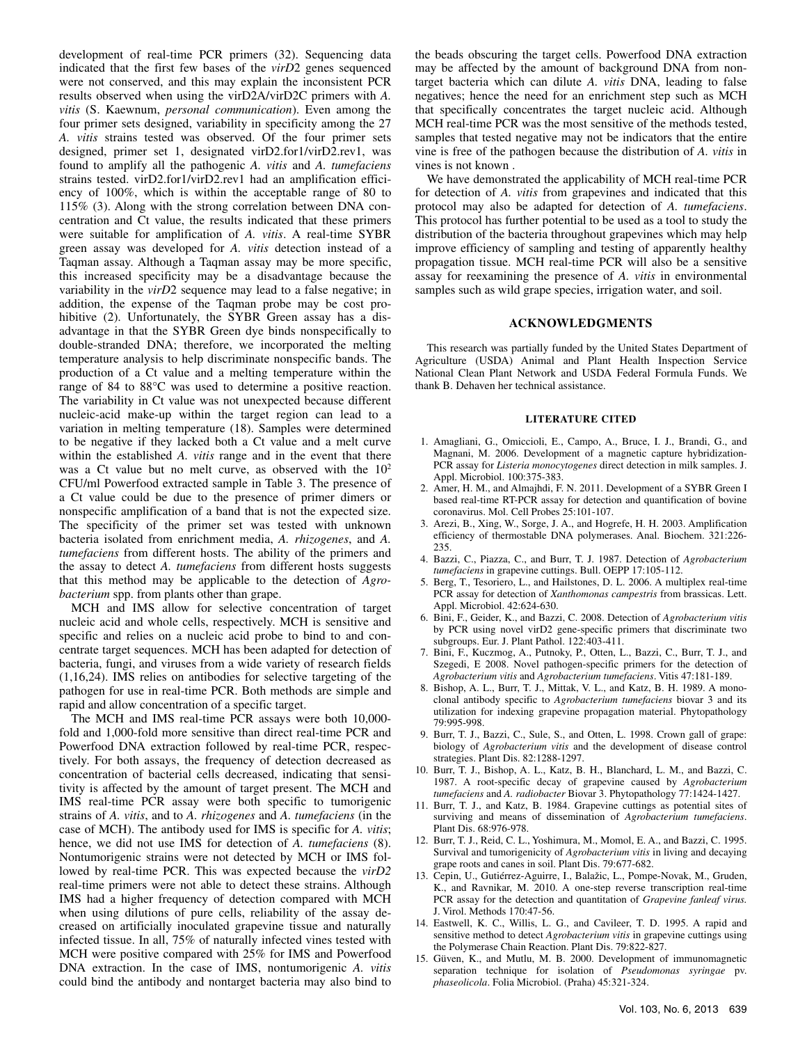development of real-time PCR primers (32). Sequencing data indicated that the first few bases of the *virD2* genes sequenced were not conserved, and this may explain the inconsistent PCR results observed when using the virD2A/virD2C primers with *A. vitis* (S. Kaewnum, *personal communication*). Even among the four primer sets designed, variability in specificity among the 27 *A. vitis* strains tested was observed. Of the four primer sets designed, primer set 1, designated virD2.for1/virD2.rev1, was found to amplify all the pathogenic *A. vitis* and *A. tumefaciens* strains tested. virD2.for1/virD2.rev1 had an amplification efficiency of 100%, which is within the acceptable range of 80 to 115% (3). Along with the strong correlation between DNA concentration and Ct value, the results indicated that these primers were suitable for amplification of *A. vitis*. A real-time SYBR green assay was developed for *A. vitis* detection instead of a Taqman assay. Although a Taqman assay may be more specific, this increased specificity may be a disadvantage because the variability in the *virD2* sequence may lead to a false negative; in addition, the expense of the Taqman probe may be cost prohibitive (2). Unfortunately, the SYBR Green assay has a disadvantage in that the SYBR Green dye binds nonspecifically to double-stranded DNA; therefore, we incorporated the melting temperature analysis to help discriminate nonspecific bands. The production of a Ct value and a melting temperature within the range of 84 to 88°C was used to determine a positive reaction. The variability in Ct value was not unexpected because different nucleic-acid make-up within the target region can lead to a variation in melting temperature (18). Samples were determined to be negative if they lacked both a Ct value and a melt curve within the established *A. vitis* range and in the event that there was a Ct value but no melt curve, as observed with the $10^2$ CFU/ml Powerfood extracted sample in Table 3. The presence of a Ct value could be due to the presence of primer dimers or nonspecific amplification of a band that is not the expected size. The specificity of the primer set was tested with unknown bacteria isolated from enrichment media, *A. rhizogenes*, and *A. tumefaciens* from different hosts. The ability of the primers and the assay to detect *A. tumefaciens* from different hosts suggests that this method may be applicable to the detection of *Agrobacterium* spp. from plants other than grape.

MCH and IMS allow for selective concentration of target nucleic acid and whole cells, respectively. MCH is sensitive and specific and relies on a nucleic acid probe to bind to and concentrate target sequences. MCH has been adapted for detection of bacteria, fungi, and viruses from a wide variety of research fields (1,16,24). IMS relies on antibodies for selective targeting of the pathogen for use in real-time PCR. Both methods are simple and rapid and allow concentration of a specific target.

The MCH and IMS real-time PCR assays were both 10,000-fold and 1,000-fold more sensitive than direct real-time PCR and Powerfood DNA extraction followed by real-time PCR, respectively. For both assays, the frequency of detection decreased as concentration of bacterial cells decreased, indicating that sensitivity is affected by the amount of target present. The MCH and IMS real-time PCR assay were both specific to tumorigenic strains of *A. vitis*, and to *A. rhizogenes* and *A. tumefaciens* (in the case of MCH). The antibody used for IMS is specific for *A. vitis*; hence, we did not use IMS for detection of *A. tumefaciens* (8). Nontumorigenic strains were not detected by MCH or IMS followed by real-time PCR. This was expected because the *virD2* real-time primers were not able to detect these strains. Although IMS had a higher frequency of detection compared with MCH when using dilutions of pure cells, reliability of the assay decreased on artificially inoculated grapevine tissue and naturally infected tissue. In all, 75% of naturally infected vines tested with MCH were positive compared with 25% for IMS and Powerfood DNA extraction. In the case of IMS, nontumorigenic *A. vitis* could bind the antibody and nontarget bacteria may also bind to the beads obscuring the target cells. Powerfood DNA extraction may be affected by the amount of background DNA from nontarget bacteria which can dilute *A. vitis* DNA, leading to false negatives; hence the need for an enrichment step such as MCH that specifically concentrates the target nucleic acid. Although MCH real-time PCR was the most sensitive of the methods tested, samples that tested negative may not be indicators that the entire vine is free of the pathogen because the distribution of *A. vitis* in vines is not known .

We have demonstrated the applicability of MCH real-time PCR for detection of *A. vitis* from grapevines and indicated that this protocol may also be adapted for detection of *A. tumefaciens*. This protocol has further potential to be used as a tool to study the distribution of the bacteria throughout grapevines which may help improve efficiency of sampling and testing of apparently healthy propagation tissue. MCH real-time PCR will also be a sensitive assay for reexamining the presence of *A. vitis* in environmental samples such as wild grape species, irrigation water, and soil.

## ACKNOWLEDGMENTS

This research was partially funded by the United States Department of Agriculture (USDA) Animal and Plant Health Inspection Service National Clean Plant Network and USDA Federal Formula Funds. We thank B. Dehaven her technical assistance.

## LITERATURE CITED

1. Amagliani, G., Omiccioli, E., Campo, A., Bruce, I. J., Brandi, G., and Magnani, M. 2006. Development of a magnetic capture hybridization-PCR assay for *Listeria monocytogenes* direct detection in milk samples. J. Appl. Microbiol. 100:375-383.
2. Amer, H. M., and Almajhdi, F. N. 2011. Development of a SYBR Green I based real-time RT-PCR assay for detection and quantification of bovine coronavirus. Mol. Cell Probes 25:101-107.
3. Arezi, B., Xing, W., Sorge, J. A., and Hogrefe, H. H. 2003. Amplification efficiency of thermostable DNA polymerases. Anal. Biochem. 321:226-235.
4. Bazzi, C., Piazza, C., and Burr, T. J. 1987. Detection of *Agrobacterium tumefaciens* in grapevine cuttings. Bull. OEPP 17:105-112.
5. Berg, T., Tesoriero, L., and Hailstones, D. L. 2006. A multiplex real-time PCR assay for detection of *Xanthomonas campestris* from brassicas. Lett. Appl. Microbiol. 42:624-630.
6. Bini, F., Geider, K., and Bazzi, C. 2008. Detection of *Agrobacterium vitis* by PCR using novel virD2 gene-specific primers that discriminate two subgroups. Eur. J. Plant Pathol. 122:403-411.
7. Bini, F., Kuczmog, A., Putnoky, P., Otten, L., Bazzi, C., Burr, T. J., and Szegedi, E 2008. Novel pathogen-specific primers for the detection of *Agrobacterium vitis* and *Agrobacterium tumefaciens*. Vitis 47:181-189.
8. Bishop, A. L., Burr, T. J., Mittak, V. L., and Katz, B. H. 1989. A monoclonal antibody specific to *Agrobacterium tumefaciens* biovar 3 and its utilization for indexing grapevine propagation material. Phytopathology 79:995-998.
9. Burr, T. J., Bazzi, C., Sule, S., and Otten, L. 1998. Crown gall of grape: biology of *Agrobacterium vitis* and the development of disease control strategies. Plant Dis. 82:1288-1297.
10. Burr, T. J., Bishop, A. L., Katz, B. H., Blanchard, L. M., and Bazzi, C. 1987. A root-specific decay of grapevine caused by *Agrobacterium tumefaciens* and *A. radiobacter* Biovar 3. Phytopathology 77:1424-1427.
11. Burr, T. J., and Katz, B. 1984. Grapevine cuttings as potential sites of surviving and means of dissemination of *Agrobacterium tumefaciens*. Plant Dis. 68:976-978.
12. Burr, T. J., Reid, C. L., Yoshimura, M., Momol, E. A., and Bazzi, C. 1995. Survival and tumorigenicity of *Agrobacterium vitis* in living and decaying grape roots and canes in soil. Plant Dis. 79:677-682.
13. Cepin, U., Gutiérrez-Aguirre, I., Balažic, L., Pompe-Novak, M., Gruden, K., and Ravnikar, M. 2010. A one-step reverse transcription real-time PCR assay for the detection and quantitation of *Grapevine fanleaf virus*. J. Virol. Methods 170:47-56.
14. Eastwell, K. C., Willis, L. G., and Cavileer, T. D. 1995. A rapid and sensitive method to detect *Agrobacterium vitis* in grapevine cuttings using the Polymerase Chain Reaction. Plant Dis. 79:822-827.
15. Güven, K., and Mutlu, M. B. 2000. Development of immunomagnetic separation technique for isolation of *Pseudomonas syringae* pv. *phaseolicola*. Folia Microbiol. (Praha) 45:321-324.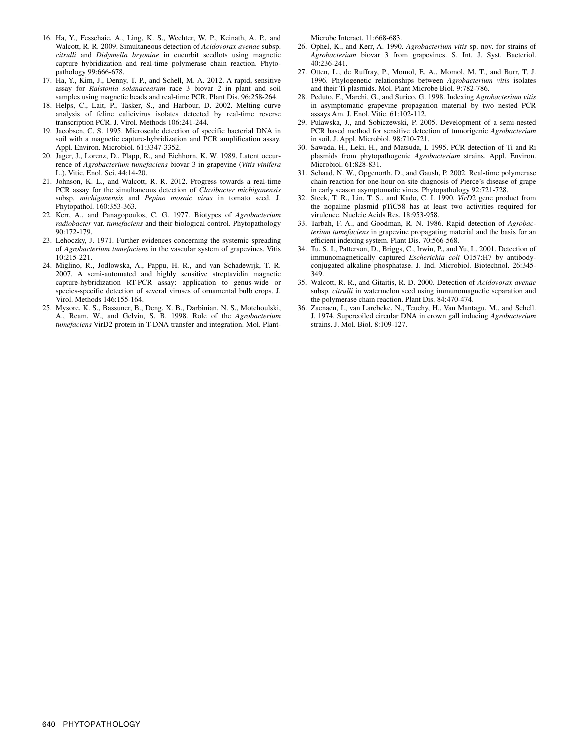16. Ha, Y., Fessehaie, A., Ling, K. S., Wechter, W. P., Keinath, A. P., and Walcott, R. R. 2009. Simultaneous detection of *Acidovorax avenae* subsp. *citrulli* and *Didymella bryoniae* in cucurbit seedlots using magnetic capture hybridization and real-time polymerase chain reaction. Phytopathology 99:666-678.
17. Ha, Y., Kim, J., Denny, T. P., and Schell, M. A. 2012. A rapid, sensitive assay for *Ralstonia solanacearum* race 3 biovar 2 in plant and soil samples using magnetic beads and real-time PCR. Plant Dis. 96:258-264.
18. Helps, C., Lait, P., Tasker, S., and Harbour, D. 2002. Melting curve analysis of feline calicivirus isolates detected by real-time reverse transcription PCR. J. Virol. Methods 106:241-244.
19. Jacobsen, C. S. 1995. Microscale detection of specific bacterial DNA in soil with a magnetic capture-hybridization and PCR amplification assay. Appl. Environ. Microbiol. 61:3347-3352.
20. Jager, J., Lorenz, D., Plapp, R., and Eichhorn, K. W. 1989. Latent occurrence of *Agrobacterium tumefaciens* biovar 3 in grapevine (*Vitis vinifera* L.). Vitic. Enol. Sci. 44:14-20.
21. Johnson, K. L., and Walcott, R. R. 2012. Progress towards a real-time PCR assay for the simultaneous detection of *Clavibacter michiganensis* subsp. *michiganensis* and *Pepino mosaic virus* in tomato seed. J. Phytopathol. 160:353-363.
22. Kerr, A., and Panagopoulos, C. G. 1977. Biotypes of *Agrobacterium radiobacter* var. *tumefaciens* and their biological control. Phytopathology 90:172-179.
23. Lehoczky, J. 1971. Further evidences concerning the systemic spreading of *Agrobacterium tumefaciens* in the vascular system of grapevines. Vitis 10:215-221.
24. Miglino, R., Jodlowska, A., Pappu, H. R., and van Schadewijk, T. R. 2007. A semi-automated and highly sensitive streptavidin magnetic capture-hybridization RT-PCR assay: application to genus-wide or species-specific detection of several viruses of ornamental bulb crops. J. Virol. Methods 146:155-164.
25. Mysore, K. S., Bassuner, B., Deng, X. B., Darbinian, N. S., Motchoulski, A., Ream, W., and Gelvin, S. B. 1998. Role of the *Agrobacterium tumefaciens* VirD2 protein in T-DNA transfer and integration. Mol. Plant-Microbe Interact. 11:668-683.
26. Ophel, K., and Kerr, A. 1990. *Agrobacterium vitis* sp. nov. for strains of *Agrobacterium* biovar 3 from grapevines. S. Int. J. Syst. Bacteriol. 40:236-241.
27. Otten, L., de Ruffray, P., Momol, E. A., Momol, M. T., and Burr, T. J. 1996. Phylogenetic relationships between *Agrobacterium vitis* isolates and their Ti plasmids. Mol. Plant Microbe Biol. 9:782-786.
28. Peduto, F., Marchi, G., and Surico, G. 1998. Indexing *Agrobacterium vitis* in asymptomatic grapevine propagation material by two nested PCR assays Am. J. Enol. Vitic. 61:102-112.
29. Pulawska, J., and Sobiczewski, P. 2005. Development of a semi-nested PCR based method for sensitive detection of tumorigenic *Agrobacterium* in soil. J. Appl. Microbiol. 98:710-721.
30. Sawada, H., Leki, H., and Matsuda, I. 1995. PCR detection of Ti and Ri plasmids from phytopathogenic *Agrobacterium* strains. Appl. Environ. Microbiol. 61:828-831.
31. Schaad, N. W., Opgenorth, D., and Gaush, P. 2002. Real-time polymerase chain reaction for one-hour on-site diagnosis of Pierce's disease of grape in early season asymptomatic vines. Phytopathology 92:721-728.
32. Steck, T. R., Lin, T. S., and Kado, C. I. 1990. *VirD*2 gene product from the nopaline plasmid pTiC58 has at least two activities required for virulence. Nucleic Acids Res. 18:953-958.
33. Tarbah, F. A., and Goodman, R. N. 1986. Rapid detection of *Agrobacterium tumefaciens* in grapevine propagating material and the basis for an efficient indexing system. Plant Dis. 70:566-568.
34. Tu, S. I., Patterson, D., Briggs, C., Irwin, P., and Yu, L. 2001. Detection of immunomagnetically captured *Escherichia coli* O157:H7 by antibody-conjugated alkaline phosphatase. J. Ind. Microbiol. Biotechnol. 26:345-349.
35. Walcott, R. R., and Gitaitis, R. D. 2000. Detection of *Acidovorax avenae* subsp. *citrulli* in watermelon seed using immunomagnetic separation and the polymerase chain reaction. Plant Dis. 84:470-474.
36. Zaenaen, I., van Larebeke, N., Teuchy, H., Van Mantagu, M., and Schell. J. 1974. Supercoiled circular DNA in crown gall inducing *Agrobacterium* strains. J. Mol. Biol. 8:109-127.